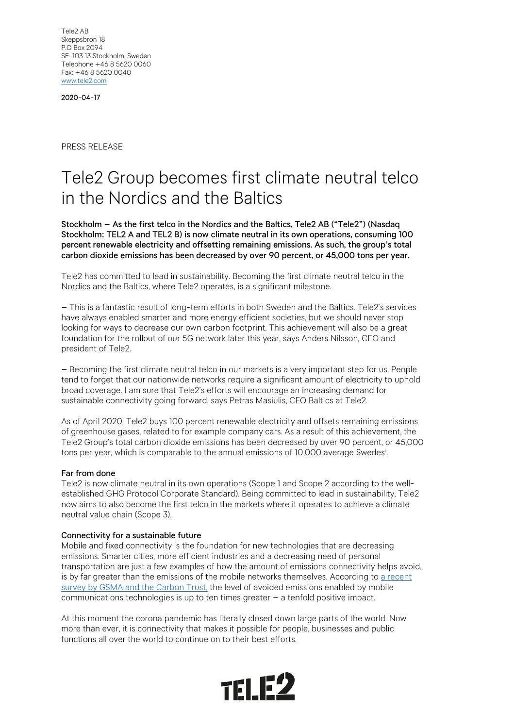Tele2 AB
Skeppsbron 18
P.O Box 2094
SE-103 13 Stockholm, Sweden
Telephone +46 8 5620 0060
Fax: +46 8 5620 0040
www.tele2.com

**2020-04-17**

PRESS RELEASE

# Tele2 Group becomes first climate neutral telco in the Nordics and the Baltics

**Stockholm – As the first telco in the Nordics and the Baltics, Tele2 AB ("Tele2") (Nasdaq Stockholm: TEL2 A and TEL2 B) is now climate neutral in its own operations, consuming 100 percent renewable electricity and offsetting remaining emissions. As such, the group's total carbon dioxide emissions has been decreased by over 90 percent, or 45,000 tons per year.**

Tele2 has committed to lead in sustainability. Becoming the first climate neutral telco in the Nordics and the Baltics, where Tele2 operates, is a significant milestone.

– This is a fantastic result of long-term efforts in both Sweden and the Baltics. Tele2's services have always enabled smarter and more energy efficient societies, but we should never stop looking for ways to decrease our own carbon footprint. This achievement will also be a great foundation for the rollout of our 5G network later this year, says Anders Nilsson, CEO and president of Tele2.

– Becoming the first climate neutral telco in our markets is a very important step for us. People tend to forget that our nationwide networks require a significant amount of electricity to uphold broad coverage. I am sure that Tele2's efforts will encourage an increasing demand for sustainable connectivity going forward, says Petras Masiulis, CEO Baltics at Tele2.

As of April 2020, Tele2 buys 100 percent renewable electricity and offsets remaining emissions of greenhouse gases, related to for example company cars. As a result of this achievement, the Tele2 Group's total carbon dioxide emissions has been decreased by over 90 percent, or 45,000 tons per year, which is comparable to the annual emissions of 10,000 average Swedes[i].

**Far from done**

Tele2 is now climate neutral in its own operations (Scope 1 and Scope 2 according to the well-established GHG Protocol Corporate Standard). Being committed to lead in sustainability, Tele2 now aims to also become the first telco in the markets where it operates to achieve a climate neutral value chain (Scope 3).

**Connectivity for a sustainable future**

Mobile and fixed connectivity is the foundation for new technologies that are decreasing emissions. Smarter cities, more efficient industries and a decreasing need of personal transportation are just a few examples of how the amount of emissions connectivity helps avoid, is by far greater than the emissions of the mobile networks themselves. According to a recent survey by GSMA and the Carbon Trust, the level of avoided emissions enabled by mobile communications technologies is up to ten times greater – a tenfold positive impact.

At this moment the corona pandemic has literally closed down large parts of the world. Now more than ever, it is connectivity that makes it possible for people, businesses and public functions all over the world to continue on to their best efforts.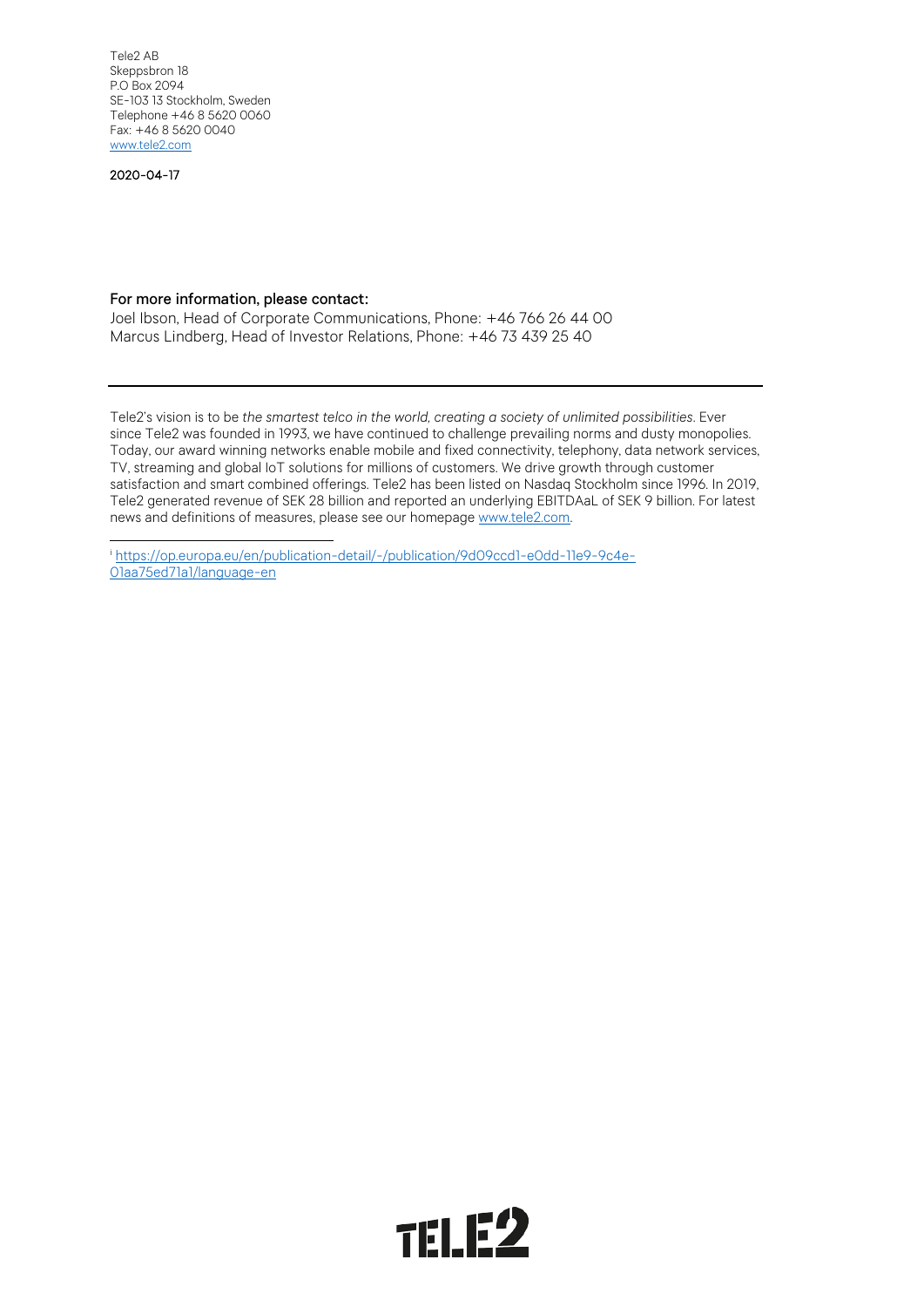Tele2 AB
Skeppsbron 18
P.O Box 2094
SE-103 13 Stockholm, Sweden
Telephone +46 8 5620 0060
Fax: +46 8 5620 0040
www.tele2.com

2020-04-17

**For more information, please contact:**
Joel Ibson, Head of Corporate Communications, Phone: +46 766 26 44 00
Marcus Lindberg, Head of Investor Relations, Phone: +46 73 439 25 40

---

Tele2's vision is to be *the smartest telco in the world, creating a society of unlimited possibilities*. Ever since Tele2 was founded in 1993, we have continued to challenge prevailing norms and dusty monopolies. Today, our award winning networks enable mobile and fixed connectivity, telephony, data network services, TV, streaming and global IoT solutions for millions of customers. We drive growth through customer satisfaction and smart combined offerings. Tele2 has been listed on Nasdaq Stockholm since 1996. In 2019, Tele2 generated revenue of SEK 28 billion and reported an underlying EBITDAaL of SEK 9 billion. For latest news and definitions of measures, please see our homepage www.tele2.com.

[i] https://op.europa.eu/en/publication-detail/-/publication/9d09ccd1-e0dd-11e9-9c4e-01aa75ed71a1/language-en